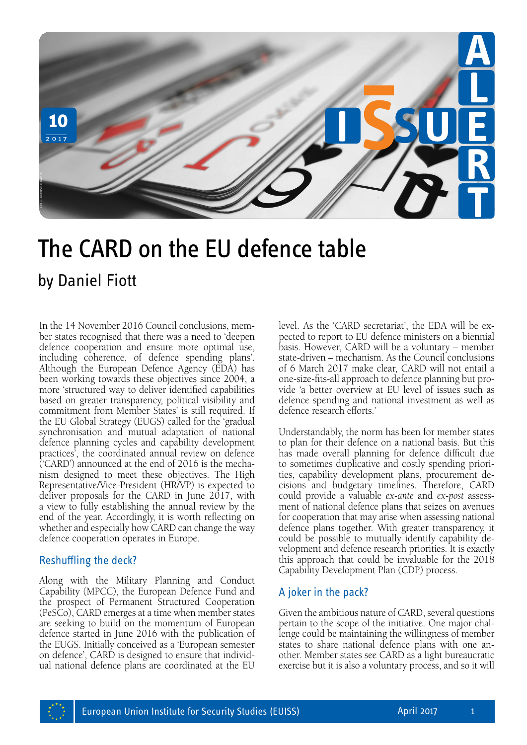# The CARD on the EU defence table

## by Daniel Fiott

In the 14 November 2016 Council conclusions, member states recognised that there was a need to 'deepen defence cooperation and ensure more optimal use, including coherence, of defence spending plans'. Although the European Defence Agency (EDA) has been working towards these objectives since 2004, a more 'structured way to deliver identified capabilities based on greater transparency, political visibility and commitment from Member States' is still required. If the EU Global Strategy (EUGS) called for the 'gradual synchronisation and mutual adaptation of national defence planning cycles and capability development practices', the coordinated annual review on defence ('CARD') announced at the end of 2016 is the mechanism designed to meet these objectives. The High Representative/Vice-President (HR/VP) is expected to deliver proposals for the CARD in June 2017, with a view to fully establishing the annual review by the end of the year. Accordingly, it is worth reflecting on whether and especially how CARD can change the way defence cooperation operates in Europe.

### Reshuffling the deck?

Along with the Military Planning and Conduct Capability (MPCC), the European Defence Fund and the prospect of Permanent Structured Cooperation (PeSCo), CARD emerges at a time when member states are seeking to build on the momentum of European defence started in June 2016 with the publication of the EUGS. Initially conceived as a 'European semester on defence', CARD is designed to ensure that individual national defence plans are coordinated at the EU level. As the 'CARD secretariat', the EDA will be expected to report to EU defence ministers on a biennial basis. However, CARD will be a voluntary – member state-driven – mechanism. As the Council conclusions of 6 March 2017 make clear, CARD will not entail a one-size-fits-all approach to defence planning but provide 'a better overview at EU level of issues such as defence spending and national investment as well as defence research efforts.'

Understandably, the norm has been for member states to plan for their defence on a national basis. But this has made overall planning for defence difficult due to sometimes duplicative and costly spending priorities, capability development plans, procurement decisions and budgetary timelines. Therefore, CARD could provide a valuable *ex-ante* and *ex-post* assessment of national defence plans that seizes on avenues for cooperation that may arise when assessing national defence plans together. With greater transparency, it could be possible to mutually identify capability development and defence research priorities. It is exactly this approach that could be invaluable for the 2018 Capability Development Plan (CDP) process.

### A joker in the pack?

Given the ambitious nature of CARD, several questions pertain to the scope of the initiative. One major challenge could be maintaining the willingness of member states to share national defence plans with one another. Member states see CARD as a light bureaucratic exercise but it is also a voluntary process, and so it will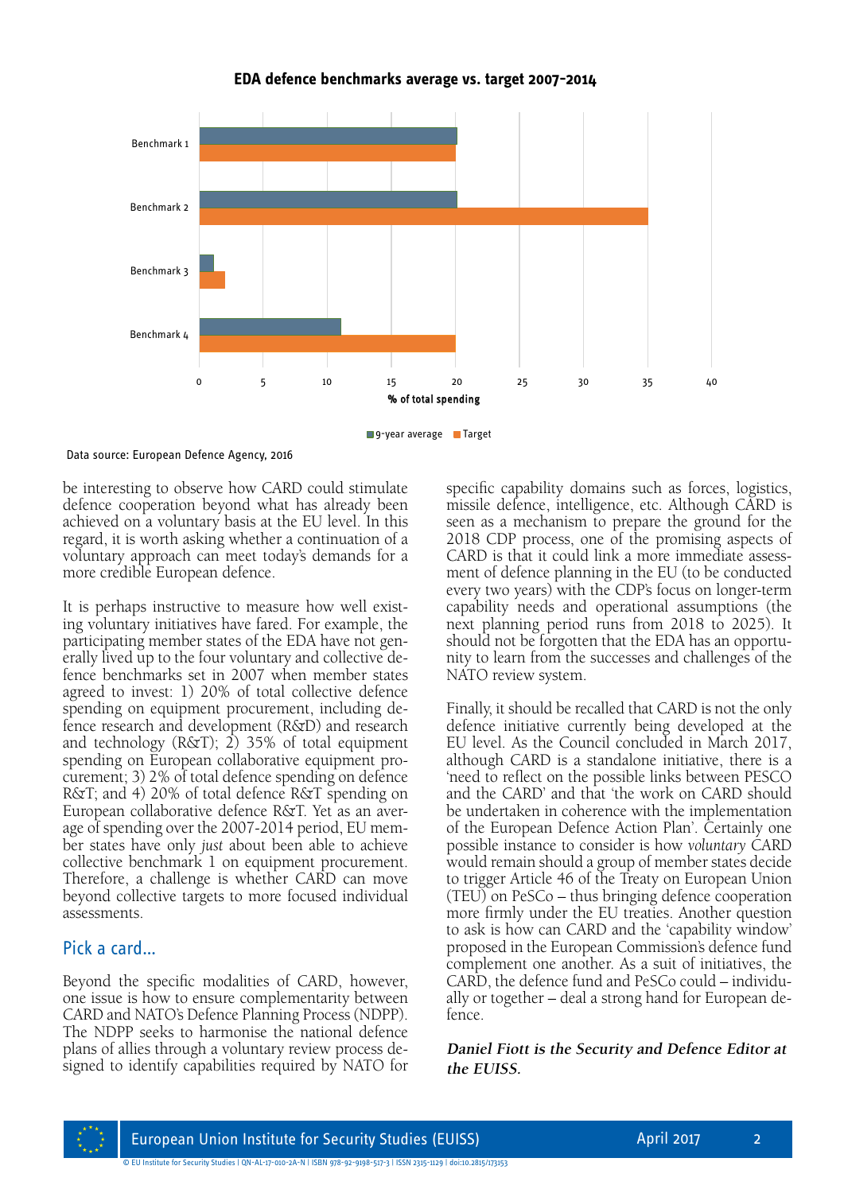**EDA defence benchmarks average vs. target 2007-2014**

Benchmark 1

Benchmark 2

Benchmark 3

Benchmark 4

0 5 10 15 20 25 30 35 40

% of total spending

9-year average  Target

Data source: European Defence Agency, 2016

be interesting to observe how CARD could stimulate defence cooperation beyond what has already been achieved on a voluntary basis at the EU level. In this regard, it is worth asking whether a continuation of a voluntary approach can meet today's demands for a more credible European defence.

It is perhaps instructive to measure how well existing voluntary initiatives have fared. For example, the participating member states of the EDA have not generally lived up to the four voluntary and collective defence benchmarks set in 2007 when member states agreed to invest: 1) 20% of total collective defence spending on equipment procurement, including defence research and development (R&D) and research and technology (R&T); 2) 35% of total equipment spending on European collaborative equipment procurement; 3) 2% of total defence spending on defence R&T; and 4) 20% of total defence R&T spending on European collaborative defence R&T. Yet as an average of spending over the 2007-2014 period, EU member states have only *just* about been able to achieve collective benchmark 1 on equipment procurement. Therefore, a challenge is whether CARD can move beyond collective targets to more focused individual assessments.

## Pick a card...

Beyond the specific modalities of CARD, however, one issue is how to ensure complementarity between CARD and NATO's Defence Planning Process (NDPP). The NDPP seeks to harmonise the national defence plans of allies through a voluntary review process designed to identify capabilities required by NATO for specific capability domains such as forces, logistics, missile defence, intelligence, etc. Although CARD is seen as a mechanism to prepare the ground for the 2018 CDP process, one of the promising aspects of CARD is that it could link a more immediate assessment of defence planning in the EU (to be conducted every two years) with the CDP's focus on longer-term capability needs and operational assumptions (the next planning period runs from 2018 to 2025). It should not be forgotten that the EDA has an opportunity to learn from the successes and challenges of the NATO review system.

Finally, it should be recalled that CARD is not the only defence initiative currently being developed at the EU level. As the Council concluded in March 2017, although CARD is a standalone initiative, there is a 'need to reflect on the possible links between PESCO and the CARD' and that 'the work on CARD should be undertaken in coherence with the implementation of the European Defence Action Plan'. Certainly one possible instance to consider is how *voluntary* CARD would remain should a group of member states decide to trigger Article 46 of the Treaty on European Union (TEU) on PeSCo – thus bringing defence cooperation more firmly under the EU treaties. Another question to ask is how can CARD and the 'capability window' proposed in the European Commission's defence fund complement one another. As a suit of initiatives, the CARD, the defence fund and PeSCo could – individually or together – deal a strong hand for European defence.

***Daniel Fiott is the Security and Defence Editor at the EUISS.***

© EU Institute for Security Studies | QN-AL-17-010-2A-N | ISBN 978-92-9198-517-3 | ISSN 2315-1129 | doi:10.2815/173153